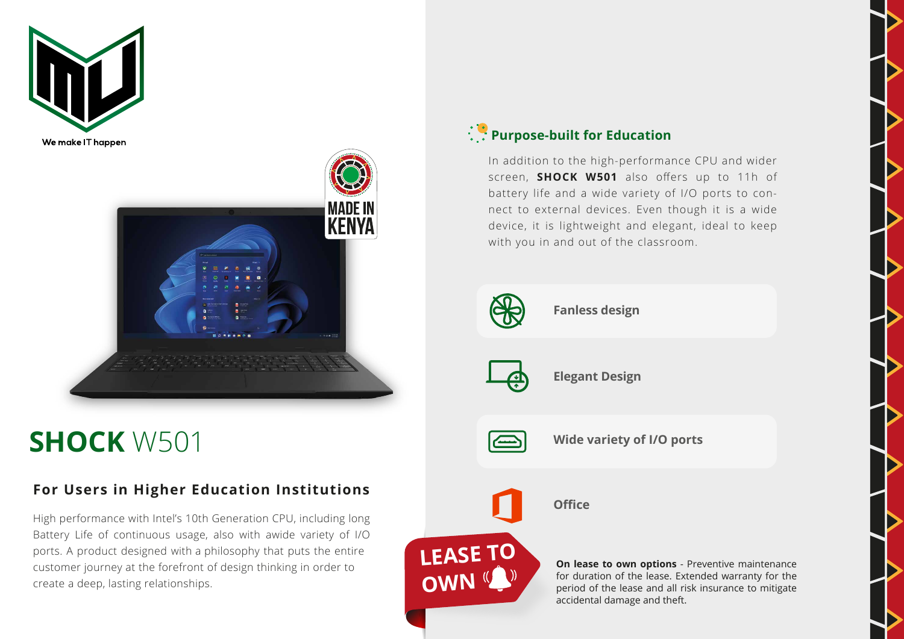We make IT happen

MADE IN KENYA

# **SHOCK** W501

## For Users in Higher Education Institutions

High performance with Intel's 10th Generation CPU, including long Battery Life of continuous usage, also with awide variety of I/O ports. A product designed with a philosophy that puts the entire customer journey at the forefront of design thinking in order to create a deep, lasting relationships.

## Purpose-built for Education

In addition to the high-performance CPU and wider screen, **SHOCK W501** also offers up to 11h of battery life and a wide variety of I/O ports to connect to external devices. Even though it is a wide device, it is lightweight and elegant, ideal to keep with you in and out of the classroom.

- **Fanless design**
- **Elegant Design**
- **Wide variety of I/O ports**
- **Office**

LEASE TO OWN

**On lease to own options** - Preventive maintenance for duration of the lease. Extended warranty for the period of the lease and all risk insurance to mitigate accidental damage and theft.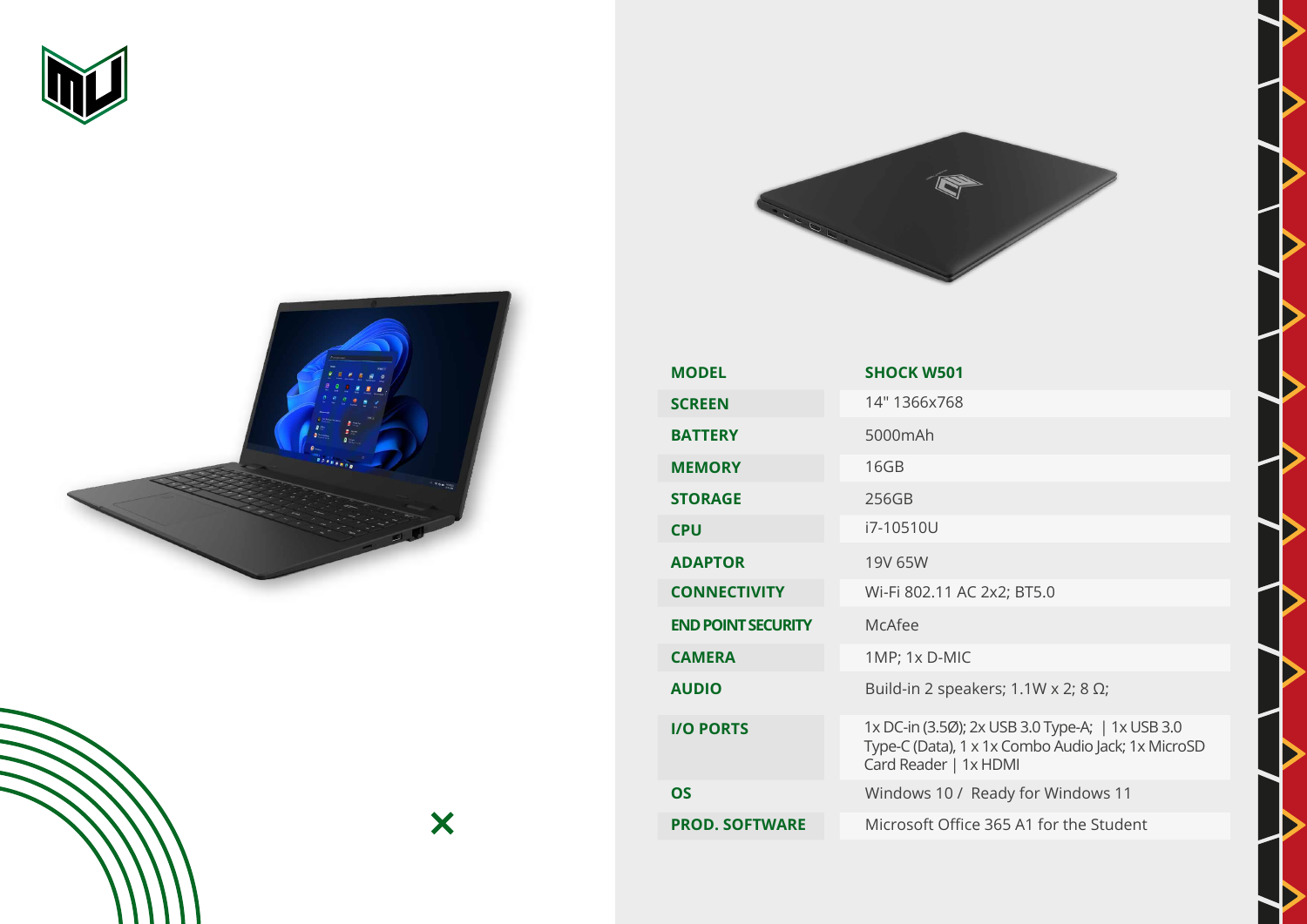| | |
|---|---|
| **MODEL** | **SHOCK W501** |
| **SCREEN** | 14" 1366x768 |
| **BATTERY** | 5000mAh |
| **MEMORY** | 16GB |
| **STORAGE** | 256GB |
| **CPU** | i7-10510U |
| **ADAPTOR** | 19V 65W |
| **CONNECTIVITY** | Wi-Fi 802.11 AC 2x2; BT5.0 |
| **END POINT SECURITY** | McAfee |
| **CAMERA** | 1MP; 1x D-MIC |
| **AUDIO** | Build-in 2 speakers; 1.1W x 2; 8 Ω; |
| **I/O PORTS** | 1x DC-in (3.5Ø); 2x USB 3.0 Type-A; \| 1x USB 3.0 Type-C (Data), 1 x 1x Combo Audio Jack; 1x MicroSD Card Reader \| 1x HDMI |
| **OS** | Windows 10 / Ready for Windows 11 |
| **PROD. SOFTWARE** | Microsoft Office 365 A1 for the Student |